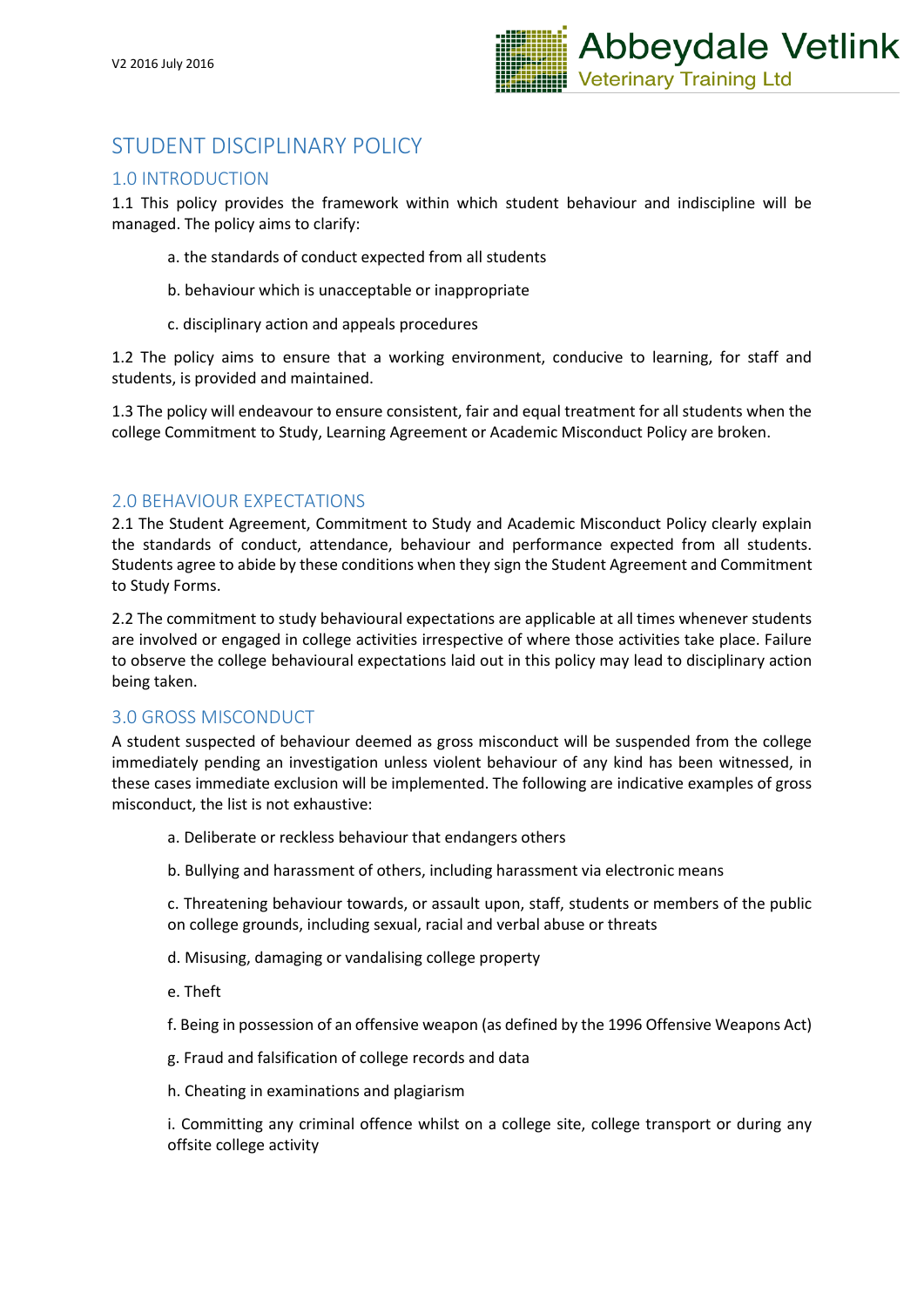# STUDENT DISCIPLINARY POLICY

## 1.0 INTRODUCTION

1.1 This policy provides the framework within which student behaviour and indiscipline will be managed. The policy aims to clarify:

a. the standards of conduct expected from all students

b. behaviour which is unacceptable or inappropriate

c. disciplinary action and appeals procedures

1.2 The policy aims to ensure that a working environment, conducive to learning, for staff and students, is provided and maintained.

1.3 The policy will endeavour to ensure consistent, fair and equal treatment for all students when the college Commitment to Study, Learning Agreement or Academic Misconduct Policy are broken.

## 2.0 BEHAVIOUR EXPECTATIONS

2.1 The Student Agreement, Commitment to Study and Academic Misconduct Policy clearly explain the standards of conduct, attendance, behaviour and performance expected from all students. Students agree to abide by these conditions when they sign the Student Agreement and Commitment to Study Forms.

2.2 The commitment to study behavioural expectations are applicable at all times whenever students are involved or engaged in college activities irrespective of where those activities take place. Failure to observe the college behavioural expectations laid out in this policy may lead to disciplinary action being taken.

## 3.0 GROSS MISCONDUCT

A student suspected of behaviour deemed as gross misconduct will be suspended from the college immediately pending an investigation unless violent behaviour of any kind has been witnessed, in these cases immediate exclusion will be implemented. The following are indicative examples of gross misconduct, the list is not exhaustive:

a. Deliberate or reckless behaviour that endangers others

b. Bullying and harassment of others, including harassment via electronic means

c. Threatening behaviour towards, or assault upon, staff, students or members of the public on college grounds, including sexual, racial and verbal abuse or threats

d. Misusing, damaging or vandalising college property

e. Theft

f. Being in possession of an offensive weapon (as defined by the 1996 Offensive Weapons Act)

g. Fraud and falsification of college records and data

h. Cheating in examinations and plagiarism

i. Committing any criminal offence whilst on a college site, college transport or during any offsite college activity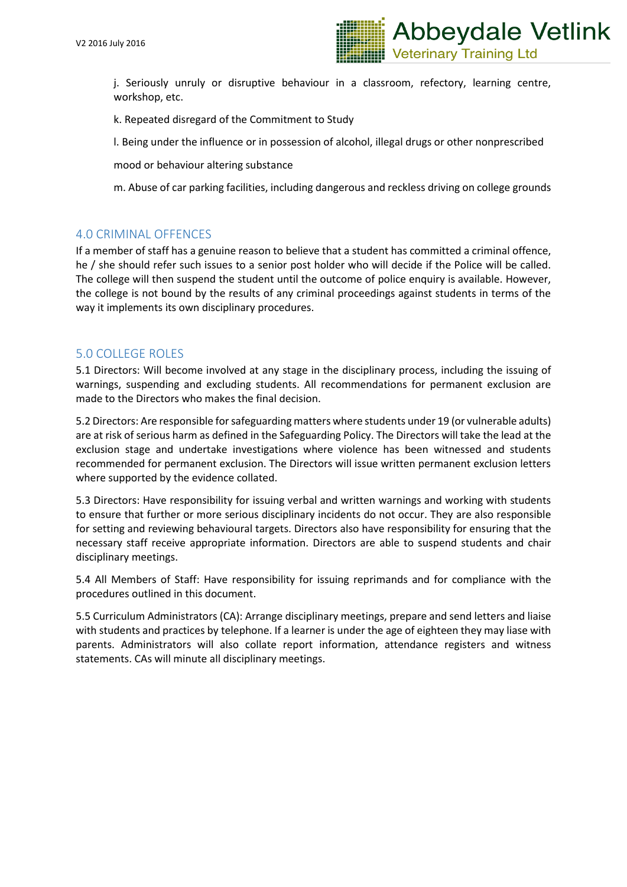j. Seriously unruly or disruptive behaviour in a classroom, refectory, learning centre, workshop, etc.

k. Repeated disregard of the Commitment to Study

l. Being under the influence or in possession of alcohol, illegal drugs or other nonprescribed mood or behaviour altering substance

m. Abuse of car parking facilities, including dangerous and reckless driving on college grounds

## 4.0 CRIMINAL OFFENCES

If a member of staff has a genuine reason to believe that a student has committed a criminal offence, he / she should refer such issues to a senior post holder who will decide if the Police will be called. The college will then suspend the student until the outcome of police enquiry is available. However, the college is not bound by the results of any criminal proceedings against students in terms of the way it implements its own disciplinary procedures.

## 5.0 COLLEGE ROLES

5.1 Directors: Will become involved at any stage in the disciplinary process, including the issuing of warnings, suspending and excluding students. All recommendations for permanent exclusion are made to the Directors who makes the final decision.

5.2 Directors: Are responsible for safeguarding matters where students under 19 (or vulnerable adults) are at risk of serious harm as defined in the Safeguarding Policy. The Directors will take the lead at the exclusion stage and undertake investigations where violence has been witnessed and students recommended for permanent exclusion. The Directors will issue written permanent exclusion letters where supported by the evidence collated.

5.3 Directors: Have responsibility for issuing verbal and written warnings and working with students to ensure that further or more serious disciplinary incidents do not occur. They are also responsible for setting and reviewing behavioural targets. Directors also have responsibility for ensuring that the necessary staff receive appropriate information. Directors are able to suspend students and chair disciplinary meetings.

5.4 All Members of Staff: Have responsibility for issuing reprimands and for compliance with the procedures outlined in this document.

5.5 Curriculum Administrators (CA): Arrange disciplinary meetings, prepare and send letters and liaise with students and practices by telephone. If a learner is under the age of eighteen they may liase with parents. Administrators will also collate report information, attendance registers and witness statements. CAs will minute all disciplinary meetings.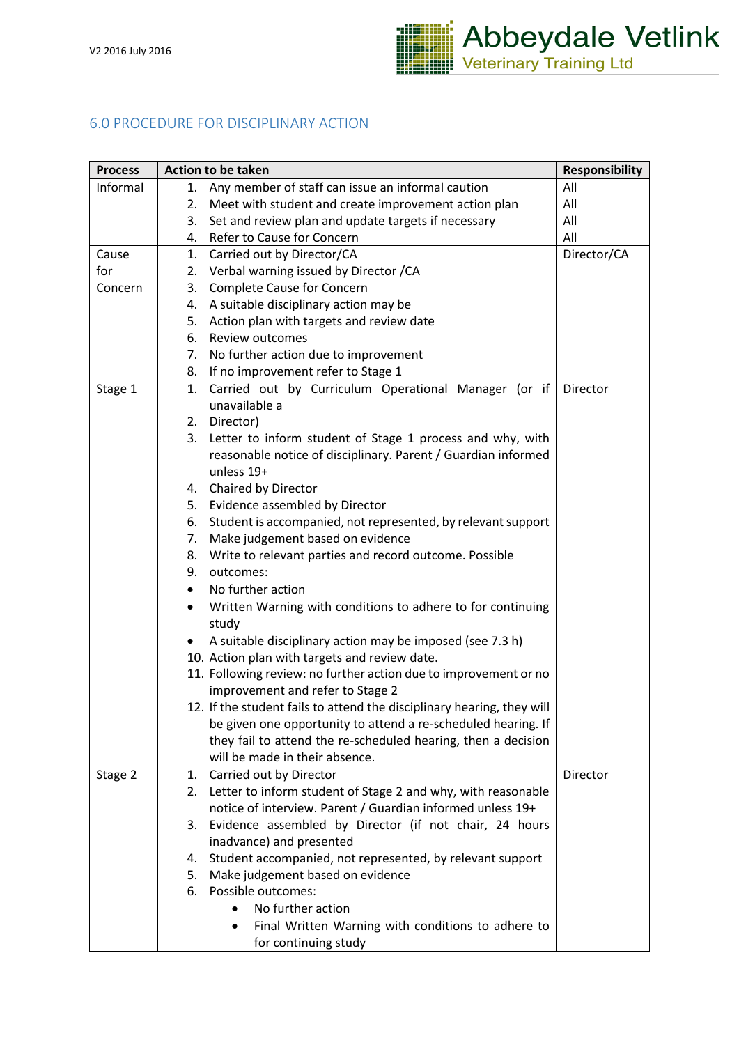## 6.0 PROCEDURE FOR DISCIPLINARY ACTION

| Process | Action to be taken | Responsibility |
|---|---|---|
| Informal | 1. Any member of staff can issue an informal caution | All |
| | 2. Meet with student and create improvement action plan | All |
| | 3. Set and review plan and update targets if necessary | All |
| | 4. Refer to Cause for Concern | All |
| Cause for Concern | 1. Carried out by Director/CA<br>2. Verbal warning issued by Director /CA<br>3. Complete Cause for Concern<br>4. A suitable disciplinary action may be<br>5. Action plan with targets and review date<br>6. Review outcomes<br>7. No further action due to improvement<br>8. If no improvement refer to Stage 1 | Director/CA |
| Stage 1 | 1. Carried out by Curriculum Operational Manager (or if unavailable a<br>2. Director)<br>3. Letter to inform student of Stage 1 process and why, with reasonable notice of disciplinary. Parent / Guardian informed unless 19+<br>4. Chaired by Director<br>5. Evidence assembled by Director<br>6. Student is accompanied, not represented, by relevant support<br>7. Make judgement based on evidence<br>8. Write to relevant parties and record outcome. Possible<br>9. outcomes:<br>• No further action<br>• Written Warning with conditions to adhere to for continuing study<br>• A suitable disciplinary action may be imposed (see 7.3 h)<br>10. Action plan with targets and review date.<br>11. Following review: no further action due to improvement or no improvement and refer to Stage 2<br>12. If the student fails to attend the disciplinary hearing, they will be given one opportunity to attend a re-scheduled hearing. If they fail to attend the re-scheduled hearing, then a decision will be made in their absence. | Director |
| Stage 2 | 1. Carried out by Director<br>2. Letter to inform student of Stage 2 and why, with reasonable notice of interview. Parent / Guardian informed unless 19+<br>3. Evidence assembled by Director (if not chair, 24 hours inadvance) and presented<br>4. Student accompanied, not represented, by relevant support<br>5. Make judgement based on evidence<br>6. Possible outcomes:<br>• No further action<br>• Final Written Warning with conditions to adhere to for continuing study | Director |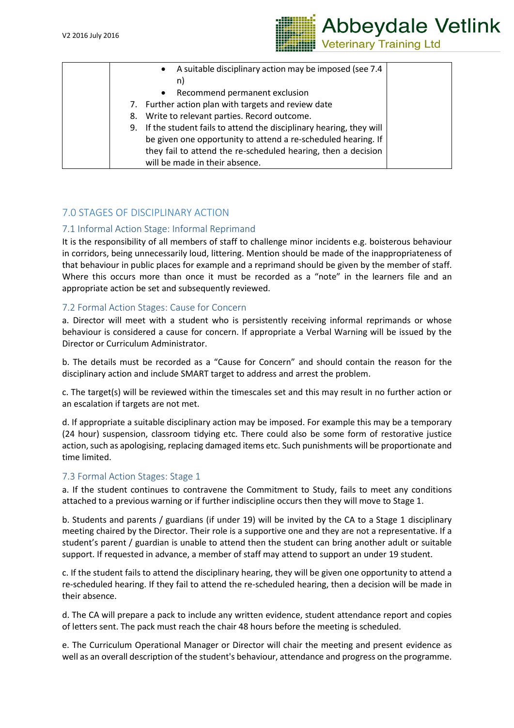| | • A suitable disciplinary action may be imposed (see 7.4 n)<br>• Recommend permanent exclusion<br>7. Further action plan with targets and review date<br>8. Write to relevant parties. Record outcome.<br>9. If the student fails to attend the disciplinary hearing, they will be given one opportunity to attend a re-scheduled hearing. If they fail to attend the re-scheduled hearing, then a decision will be made in their absence. | |
|---|---|---|

## 7.0 STAGES OF DISCIPLINARY ACTION

### 7.1 Informal Action Stage: Informal Reprimand

It is the responsibility of all members of staff to challenge minor incidents e.g. boisterous behaviour in corridors, being unnecessarily loud, littering. Mention should be made of the inappropriateness of that behaviour in public places for example and a reprimand should be given by the member of staff. Where this occurs more than once it must be recorded as a "note" in the learners file and an appropriate action be set and subsequently reviewed.

### 7.2 Formal Action Stages: Cause for Concern

a. Director will meet with a student who is persistently receiving informal reprimands or whose behaviour is considered a cause for concern. If appropriate a Verbal Warning will be issued by the Director or Curriculum Administrator.

b. The details must be recorded as a "Cause for Concern" and should contain the reason for the disciplinary action and include SMART target to address and arrest the problem.

c. The target(s) will be reviewed within the timescales set and this may result in no further action or an escalation if targets are not met.

d. If appropriate a suitable disciplinary action may be imposed. For example this may be a temporary (24 hour) suspension, classroom tidying etc. There could also be some form of restorative justice action, such as apologising, replacing damaged items etc. Such punishments will be proportionate and time limited.

### 7.3 Formal Action Stages: Stage 1

a. If the student continues to contravene the Commitment to Study, fails to meet any conditions attached to a previous warning or if further indiscipline occurs then they will move to Stage 1.

b. Students and parents / guardians (if under 19) will be invited by the CA to a Stage 1 disciplinary meeting chaired by the Director. Their role is a supportive one and they are not a representative. If a student's parent / guardian is unable to attend then the student can bring another adult or suitable support. If requested in advance, a member of staff may attend to support an under 19 student.

c. If the student fails to attend the disciplinary hearing, they will be given one opportunity to attend a re-scheduled hearing. If they fail to attend the re-scheduled hearing, then a decision will be made in their absence.

d. The CA will prepare a pack to include any written evidence, student attendance report and copies of letters sent. The pack must reach the chair 48 hours before the meeting is scheduled.

e. The Curriculum Operational Manager or Director will chair the meeting and present evidence as well as an overall description of the student's behaviour, attendance and progress on the programme.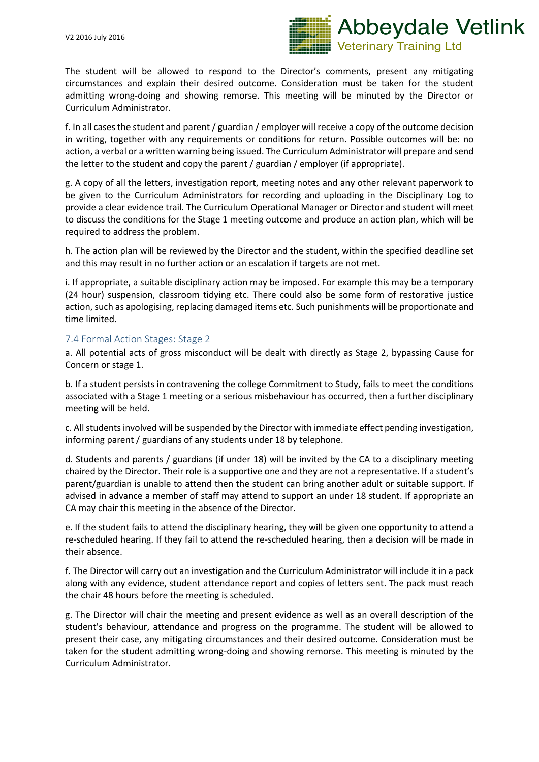The student will be allowed to respond to the Director's comments, present any mitigating circumstances and explain their desired outcome. Consideration must be taken for the student admitting wrong-doing and showing remorse. This meeting will be minuted by the Director or Curriculum Administrator.

f. In all cases the student and parent / guardian / employer will receive a copy of the outcome decision in writing, together with any requirements or conditions for return. Possible outcomes will be: no action, a verbal or a written warning being issued. The Curriculum Administrator will prepare and send the letter to the student and copy the parent / guardian / employer (if appropriate).

g. A copy of all the letters, investigation report, meeting notes and any other relevant paperwork to be given to the Curriculum Administrators for recording and uploading in the Disciplinary Log to provide a clear evidence trail. The Curriculum Operational Manager or Director and student will meet to discuss the conditions for the Stage 1 meeting outcome and produce an action plan, which will be required to address the problem.

h. The action plan will be reviewed by the Director and the student, within the specified deadline set and this may result in no further action or an escalation if targets are not met.

i. If appropriate, a suitable disciplinary action may be imposed. For example this may be a temporary (24 hour) suspension, classroom tidying etc. There could also be some form of restorative justice action, such as apologising, replacing damaged items etc. Such punishments will be proportionate and time limited.

### 7.4 Formal Action Stages: Stage 2

a. All potential acts of gross misconduct will be dealt with directly as Stage 2, bypassing Cause for Concern or stage 1.

b. If a student persists in contravening the college Commitment to Study, fails to meet the conditions associated with a Stage 1 meeting or a serious misbehaviour has occurred, then a further disciplinary meeting will be held.

c. All students involved will be suspended by the Director with immediate effect pending investigation, informing parent / guardians of any students under 18 by telephone.

d. Students and parents / guardians (if under 18) will be invited by the CA to a disciplinary meeting chaired by the Director. Their role is a supportive one and they are not a representative. If a student's parent/guardian is unable to attend then the student can bring another adult or suitable support. If advised in advance a member of staff may attend to support an under 18 student. If appropriate an CA may chair this meeting in the absence of the Director.

e. If the student fails to attend the disciplinary hearing, they will be given one opportunity to attend a re-scheduled hearing. If they fail to attend the re-scheduled hearing, then a decision will be made in their absence.

f. The Director will carry out an investigation and the Curriculum Administrator will include it in a pack along with any evidence, student attendance report and copies of letters sent. The pack must reach the chair 48 hours before the meeting is scheduled.

g. The Director will chair the meeting and present evidence as well as an overall description of the student's behaviour, attendance and progress on the programme. The student will be allowed to present their case, any mitigating circumstances and their desired outcome. Consideration must be taken for the student admitting wrong-doing and showing remorse. This meeting is minuted by the Curriculum Administrator.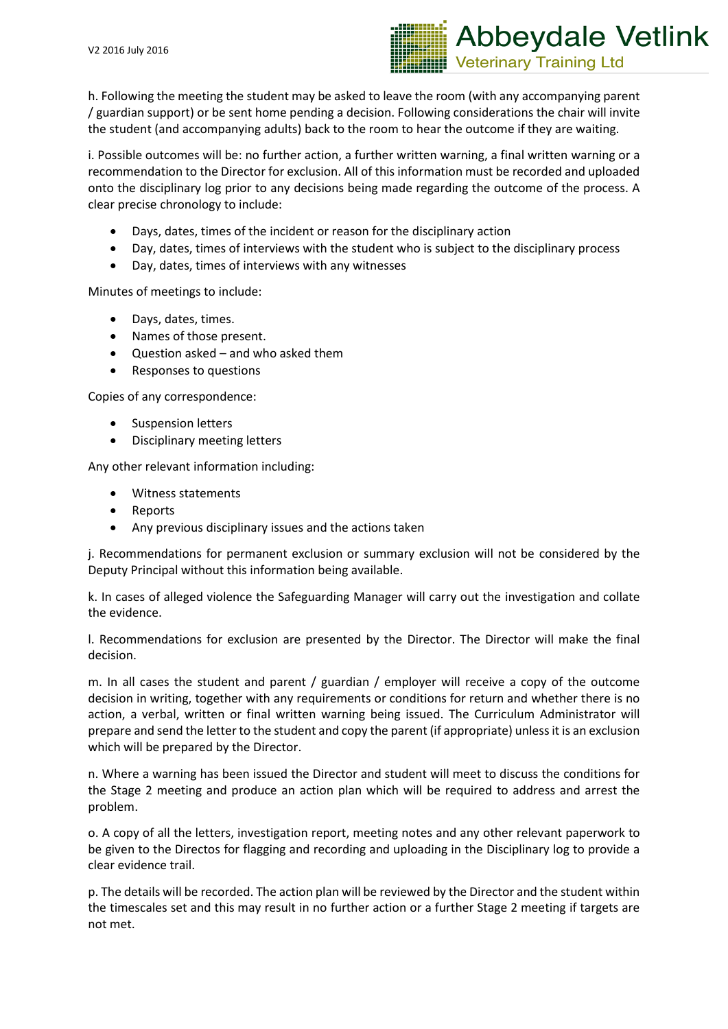h. Following the meeting the student may be asked to leave the room (with any accompanying parent / guardian support) or be sent home pending a decision. Following considerations the chair will invite the student (and accompanying adults) back to the room to hear the outcome if they are waiting.

i. Possible outcomes will be: no further action, a further written warning, a final written warning or a recommendation to the Director for exclusion. All of this information must be recorded and uploaded onto the disciplinary log prior to any decisions being made regarding the outcome of the process. A clear precise chronology to include:

- Days, dates, times of the incident or reason for the disciplinary action
- Day, dates, times of interviews with the student who is subject to the disciplinary process
- Day, dates, times of interviews with any witnesses

Minutes of meetings to include:

- Days, dates, times.
- Names of those present.
- Question asked – and who asked them
- Responses to questions

Copies of any correspondence:

- Suspension letters
- Disciplinary meeting letters

Any other relevant information including:

- Witness statements
- Reports
- Any previous disciplinary issues and the actions taken

j. Recommendations for permanent exclusion or summary exclusion will not be considered by the Deputy Principal without this information being available.

k. In cases of alleged violence the Safeguarding Manager will carry out the investigation and collate the evidence.

l. Recommendations for exclusion are presented by the Director. The Director will make the final decision.

m. In all cases the student and parent / guardian / employer will receive a copy of the outcome decision in writing, together with any requirements or conditions for return and whether there is no action, a verbal, written or final written warning being issued. The Curriculum Administrator will prepare and send the letter to the student and copy the parent (if appropriate) unless it is an exclusion which will be prepared by the Director.

n. Where a warning has been issued the Director and student will meet to discuss the conditions for the Stage 2 meeting and produce an action plan which will be required to address and arrest the problem.

o. A copy of all the letters, investigation report, meeting notes and any other relevant paperwork to be given to the Directos for flagging and recording and uploading in the Disciplinary log to provide a clear evidence trail.

p. The details will be recorded. The action plan will be reviewed by the Director and the student within the timescales set and this may result in no further action or a further Stage 2 meeting if targets are not met.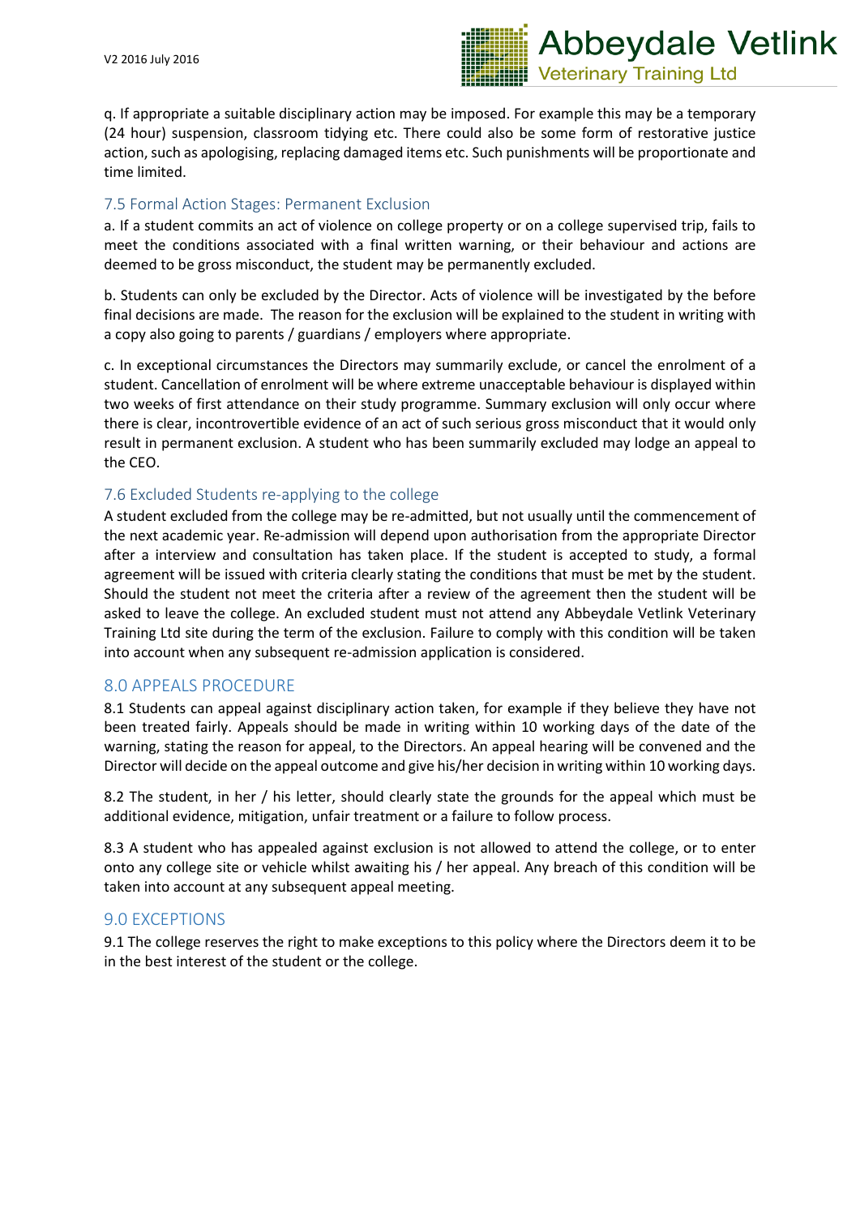q. If appropriate a suitable disciplinary action may be imposed. For example this may be a temporary (24 hour) suspension, classroom tidying etc. There could also be some form of restorative justice action, such as apologising, replacing damaged items etc. Such punishments will be proportionate and time limited.

### 7.5 Formal Action Stages: Permanent Exclusion

a. If a student commits an act of violence on college property or on a college supervised trip, fails to meet the conditions associated with a final written warning, or their behaviour and actions are deemed to be gross misconduct, the student may be permanently excluded.

b. Students can only be excluded by the Director. Acts of violence will be investigated by the before final decisions are made. The reason for the exclusion will be explained to the student in writing with a copy also going to parents / guardians / employers where appropriate.

c. In exceptional circumstances the Directors may summarily exclude, or cancel the enrolment of a student. Cancellation of enrolment will be where extreme unacceptable behaviour is displayed within two weeks of first attendance on their study programme. Summary exclusion will only occur where there is clear, incontrovertible evidence of an act of such serious gross misconduct that it would only result in permanent exclusion. A student who has been summarily excluded may lodge an appeal to the CEO.

### 7.6 Excluded Students re-applying to the college

A student excluded from the college may be re-admitted, but not usually until the commencement of the next academic year. Re-admission will depend upon authorisation from the appropriate Director after a interview and consultation has taken place. If the student is accepted to study, a formal agreement will be issued with criteria clearly stating the conditions that must be met by the student. Should the student not meet the criteria after a review of the agreement then the student will be asked to leave the college. An excluded student must not attend any Abbeydale Vetlink Veterinary Training Ltd site during the term of the exclusion. Failure to comply with this condition will be taken into account when any subsequent re-admission application is considered.

## 8.0 APPEALS PROCEDURE

8.1 Students can appeal against disciplinary action taken, for example if they believe they have not been treated fairly. Appeals should be made in writing within 10 working days of the date of the warning, stating the reason for appeal, to the Directors. An appeal hearing will be convened and the Director will decide on the appeal outcome and give his/her decision in writing within 10 working days.

8.2 The student, in her / his letter, should clearly state the grounds for the appeal which must be additional evidence, mitigation, unfair treatment or a failure to follow process.

8.3 A student who has appealed against exclusion is not allowed to attend the college, or to enter onto any college site or vehicle whilst awaiting his / her appeal. Any breach of this condition will be taken into account at any subsequent appeal meeting.

## 9.0 EXCEPTIONS

9.1 The college reserves the right to make exceptions to this policy where the Directors deem it to be in the best interest of the student or the college.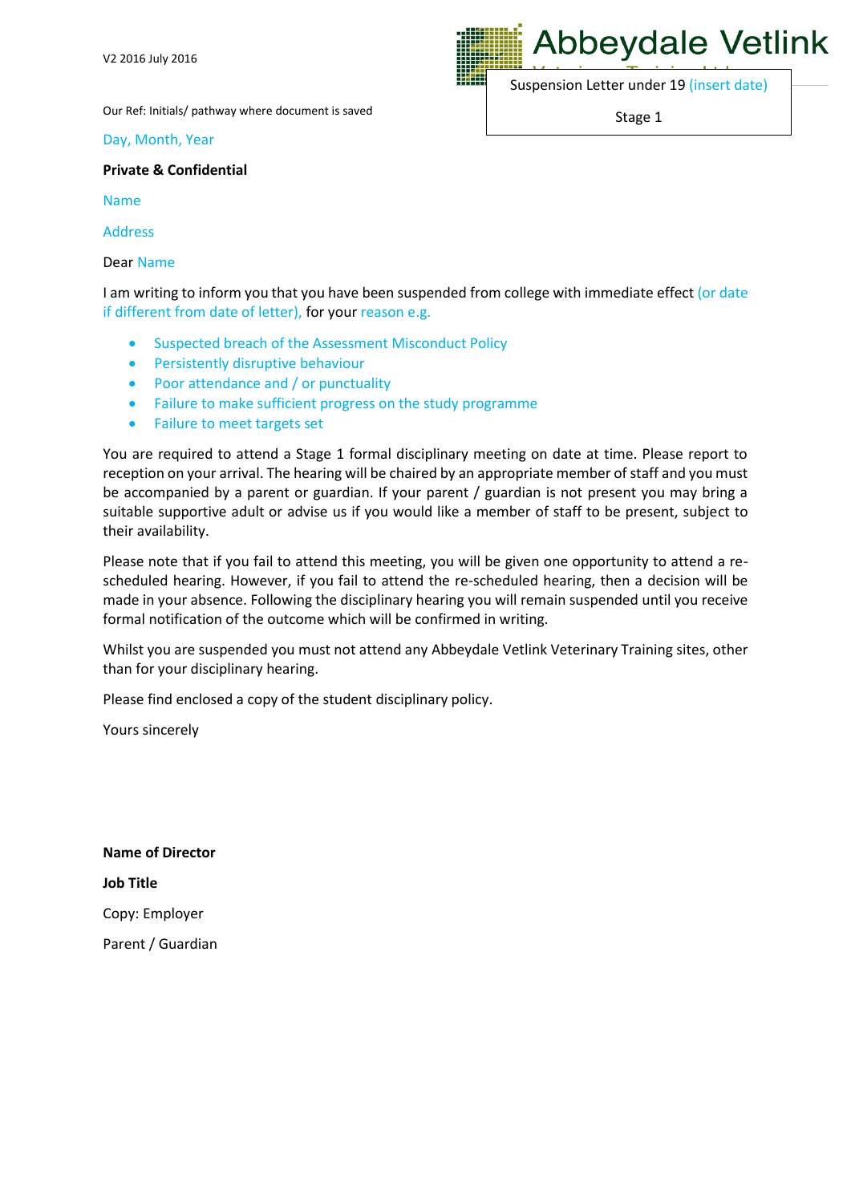V2 2016 July 2016

Abbeydale Vetlink

Suspension Letter under 19 (insert date)

Stage 1

Our Ref: Initials/ pathway where document is saved

Day, Month, Year

**Private & Confidential**

Name

Address

Dear Name

I am writing to inform you that you have been suspended from college with immediate effect (or date if different from date of letter), for your reason e.g.

- Suspected breach of the Assessment Misconduct Policy
- Persistently disruptive behaviour
- Poor attendance and / or punctuality
- Failure to make sufficient progress on the study programme
- Failure to meet targets set

You are required to attend a Stage 1 formal disciplinary meeting on date at time. Please report to reception on your arrival. The hearing will be chaired by an appropriate member of staff and you must be accompanied by a parent or guardian. If your parent / guardian is not present you may bring a suitable supportive adult or advise us if you would like a member of staff to be present, subject to their availability.

Please note that if you fail to attend this meeting, you will be given one opportunity to attend a re-scheduled hearing. However, if you fail to attend the re-scheduled hearing, then a decision will be made in your absence. Following the disciplinary hearing you will remain suspended until you receive formal notification of the outcome which will be confirmed in writing.

Whilst you are suspended you must not attend any Abbeydale Vetlink Veterinary Training sites, other than for your disciplinary hearing.

Please find enclosed a copy of the student disciplinary policy.

Yours sincerely

**Name of Director**

**Job Title**

Copy: Employer

Parent / Guardian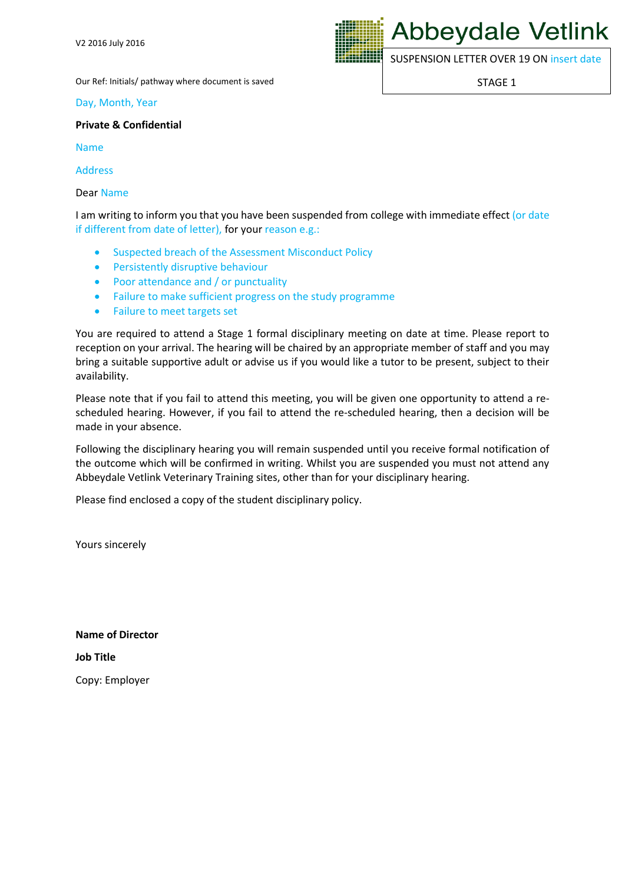V2 2016 July 2016

Abbeydale Vetlink

SUSPENSION LETTER OVER 19 ON insert date

STAGE 1

Our Ref: Initials/ pathway where document is saved

Day, Month, Year

**Private & Confidential**

Name

Address

Dear Name

I am writing to inform you that you have been suspended from college with immediate effect (or date if different from date of letter), for your reason e.g.:

- Suspected breach of the Assessment Misconduct Policy
- Persistently disruptive behaviour
- Poor attendance and / or punctuality
- Failure to make sufficient progress on the study programme
- Failure to meet targets set

You are required to attend a Stage 1 formal disciplinary meeting on date at time. Please report to reception on your arrival. The hearing will be chaired by an appropriate member of staff and you may bring a suitable supportive adult or advise us if you would like a tutor to be present, subject to their availability.

Please note that if you fail to attend this meeting, you will be given one opportunity to attend a re-scheduled hearing. However, if you fail to attend the re-scheduled hearing, then a decision will be made in your absence.

Following the disciplinary hearing you will remain suspended until you receive formal notification of the outcome which will be confirmed in writing. Whilst you are suspended you must not attend any Abbeydale Vetlink Veterinary Training sites, other than for your disciplinary hearing.

Please find enclosed a copy of the student disciplinary policy.

Yours sincerely

**Name of Director**

**Job Title**

Copy: Employer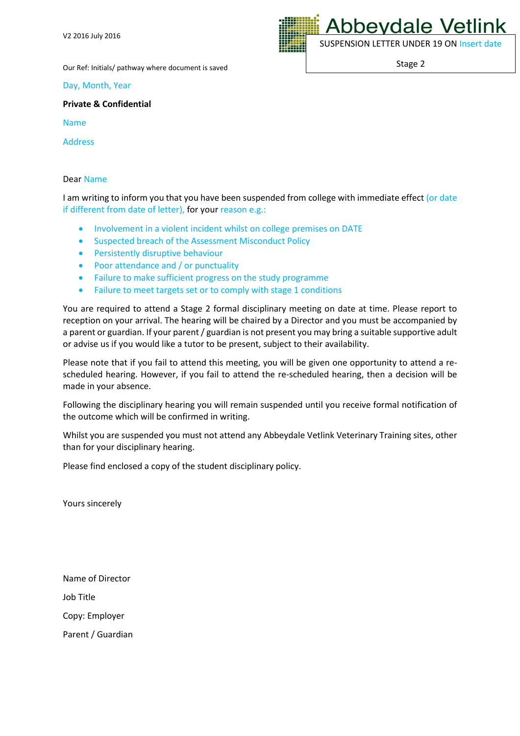V2 2016 July 2016

Abbeydale Vetlink

SUSPENSION LETTER UNDER 19 ON Insert date

Stage 2

Our Ref: Initials/ pathway where document is saved

Day, Month, Year

**Private & Confidential**

Name

Address

Dear Name

I am writing to inform you that you have been suspended from college with immediate effect (or date if different from date of letter), for your reason e.g.:

- Involvement in a violent incident whilst on college premises on DATE
- Suspected breach of the Assessment Misconduct Policy
- Persistently disruptive behaviour
- Poor attendance and / or punctuality
- Failure to make sufficient progress on the study programme
- Failure to meet targets set or to comply with stage 1 conditions

You are required to attend a Stage 2 formal disciplinary meeting on date at time. Please report to reception on your arrival. The hearing will be chaired by a Director and you must be accompanied by a parent or guardian. If your parent / guardian is not present you may bring a suitable supportive adult or advise us if you would like a tutor to be present, subject to their availability.

Please note that if you fail to attend this meeting, you will be given one opportunity to attend a re-scheduled hearing. However, if you fail to attend the re-scheduled hearing, then a decision will be made in your absence.

Following the disciplinary hearing you will remain suspended until you receive formal notification of the outcome which will be confirmed in writing.

Whilst you are suspended you must not attend any Abbeydale Vetlink Veterinary Training sites, other than for your disciplinary hearing.

Please find enclosed a copy of the student disciplinary policy.

Yours sincerely

Name of Director

Job Title

Copy: Employer

Parent / Guardian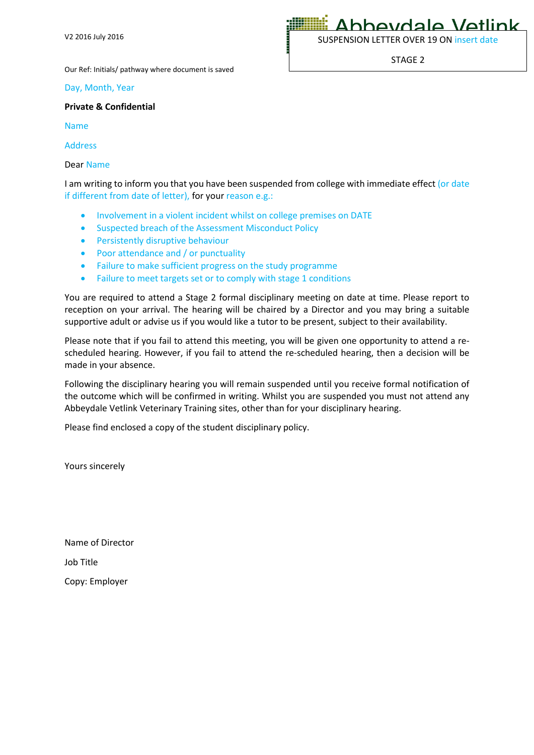V2 2016 July 2016

Abbeydale Vetlink

SUSPENSION LETTER OVER 19 ON insert date

STAGE 2

Our Ref: Initials/ pathway where document is saved

Day, Month, Year

**Private & Confidential**

Name

Address

Dear Name

I am writing to inform you that you have been suspended from college with immediate effect (or date if different from date of letter), for your reason e.g.:

- Involvement in a violent incident whilst on college premises on DATE
- Suspected breach of the Assessment Misconduct Policy
- Persistently disruptive behaviour
- Poor attendance and / or punctuality
- Failure to make sufficient progress on the study programme
- Failure to meet targets set or to comply with stage 1 conditions

You are required to attend a Stage 2 formal disciplinary meeting on date at time. Please report to reception on your arrival. The hearing will be chaired by a Director and you may bring a suitable supportive adult or advise us if you would like a tutor to be present, subject to their availability.

Please note that if you fail to attend this meeting, you will be given one opportunity to attend a re-scheduled hearing. However, if you fail to attend the re-scheduled hearing, then a decision will be made in your absence.

Following the disciplinary hearing you will remain suspended until you receive formal notification of the outcome which will be confirmed in writing. Whilst you are suspended you must not attend any Abbeydale Vetlink Veterinary Training sites, other than for your disciplinary hearing.

Please find enclosed a copy of the student disciplinary policy.

Yours sincerely

Name of Director

Job Title

Copy: Employer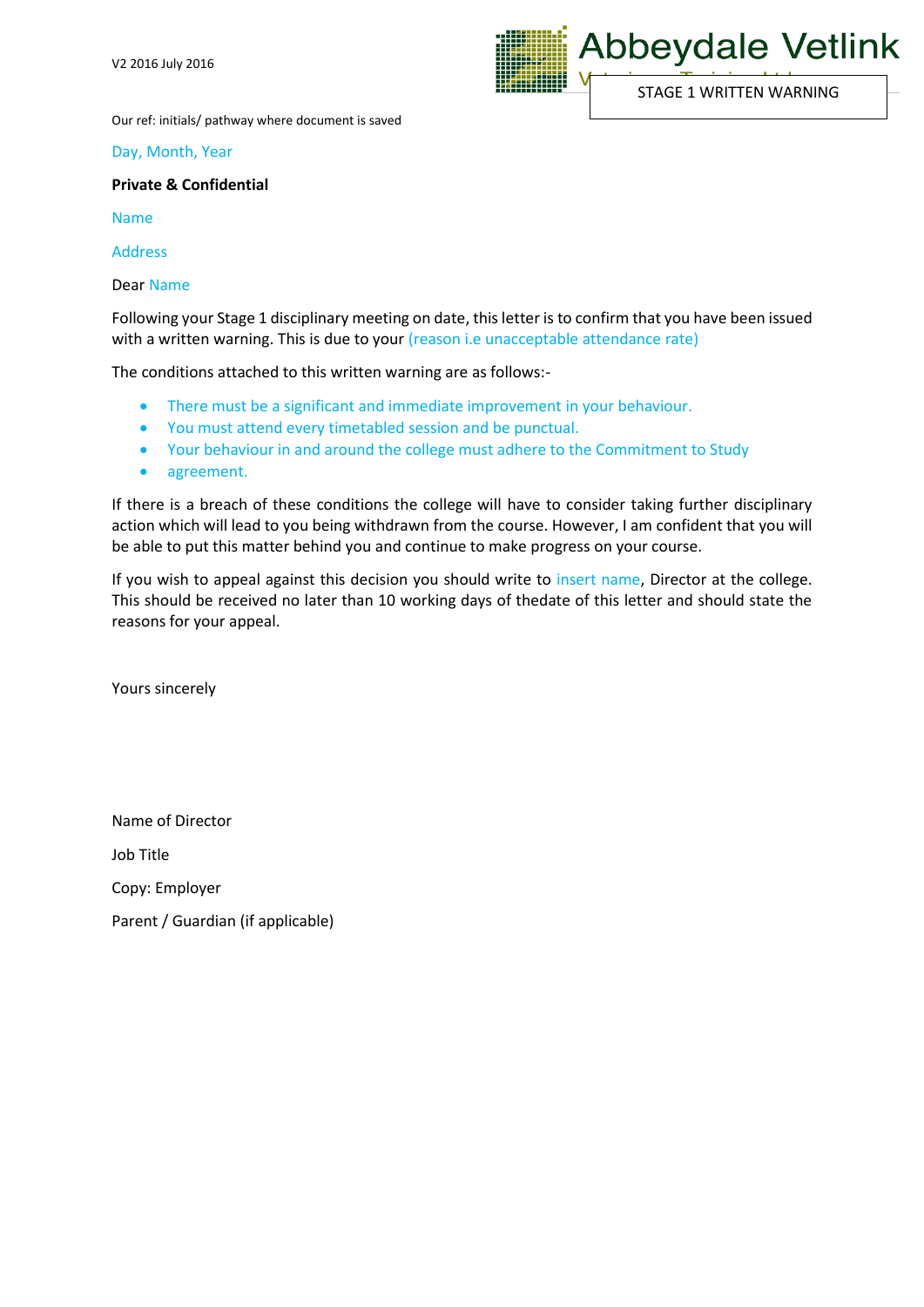V2 2016 July 2016

Abbeydale Vetlink

STAGE 1 WRITTEN WARNING

Our ref: initials/ pathway where document is saved

Day, Month, Year

**Private & Confidential**

Name

Address

Dear Name

Following your Stage 1 disciplinary meeting on date, this letter is to confirm that you have been issued with a written warning. This is due to your (reason i.e unacceptable attendance rate)

The conditions attached to this written warning are as follows:-

- There must be a significant and immediate improvement in your behaviour.
- You must attend every timetabled session and be punctual.
- Your behaviour in and around the college must adhere to the Commitment to Study
- agreement.

If there is a breach of these conditions the college will have to consider taking further disciplinary action which will lead to you being withdrawn from the course. However, I am confident that you will be able to put this matter behind you and continue to make progress on your course.

If you wish to appeal against this decision you should write to insert name, Director at the college. This should be received no later than 10 working days of thedate of this letter and should state the reasons for your appeal.

Yours sincerely

Name of Director

Job Title

Copy: Employer

Parent / Guardian (if applicable)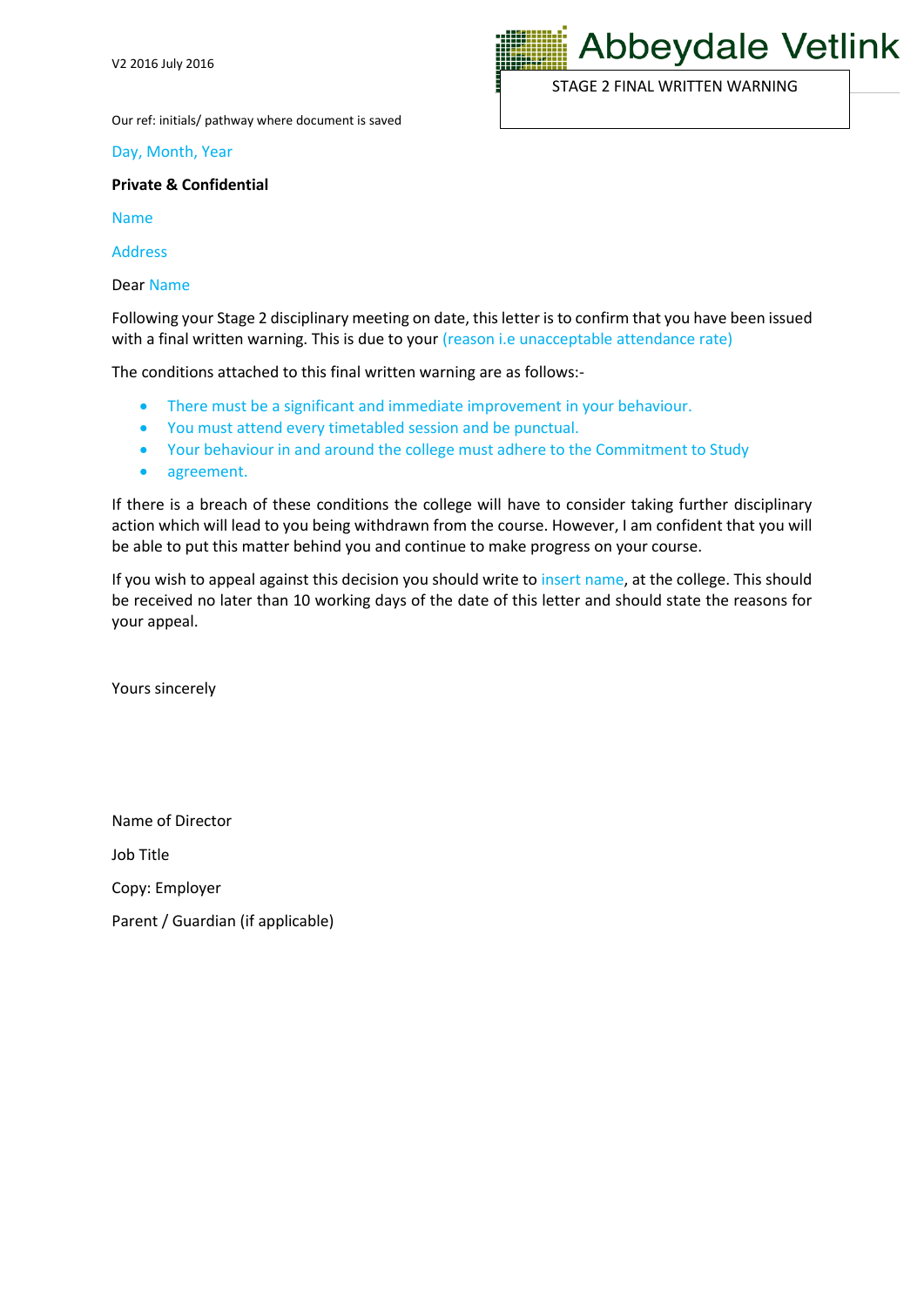V2 2016 July 2016

Abbeydale Vetlink

STAGE 2 FINAL WRITTEN WARNING

Our ref: initials/ pathway where document is saved

Day, Month, Year

**Private & Confidential**

Name

Address

Dear Name

Following your Stage 2 disciplinary meeting on date, this letter is to confirm that you have been issued with a final written warning. This is due to your (reason i.e unacceptable attendance rate)

The conditions attached to this final written warning are as follows:-

- There must be a significant and immediate improvement in your behaviour.
- You must attend every timetabled session and be punctual.
- Your behaviour in and around the college must adhere to the Commitment to Study
- agreement.

If there is a breach of these conditions the college will have to consider taking further disciplinary action which will lead to you being withdrawn from the course. However, I am confident that you will be able to put this matter behind you and continue to make progress on your course.

If you wish to appeal against this decision you should write to insert name, at the college. This should be received no later than 10 working days of the date of this letter and should state the reasons for your appeal.

Yours sincerely

Name of Director

Job Title

Copy: Employer

Parent / Guardian (if applicable)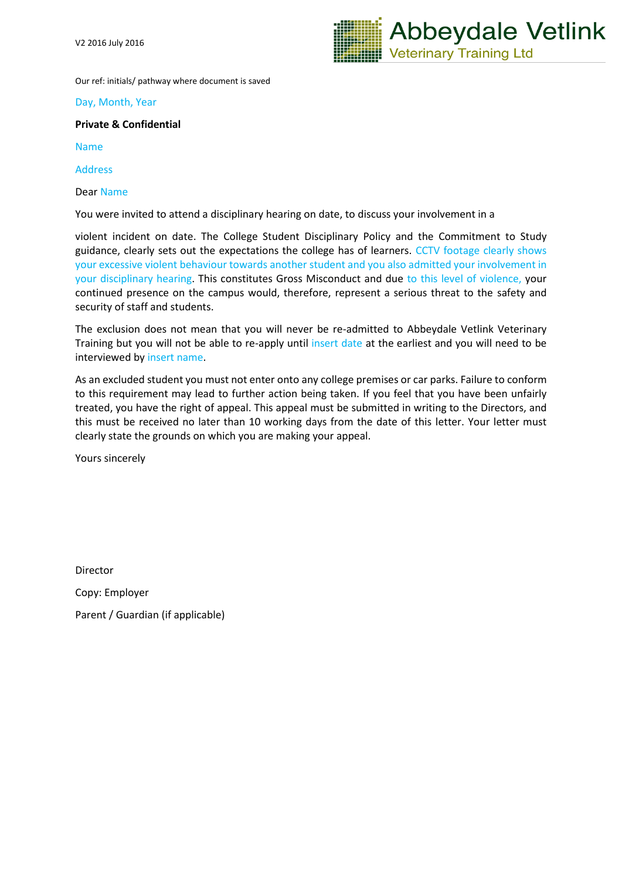V2 2016 July 2016

Abbeydale Vetlink
Veterinary Training Ltd

Our ref: initials/ pathway where document is saved

Day, Month, Year

**Private & Confidential**

Name

Address

Dear Name

You were invited to attend a disciplinary hearing on date, to discuss your involvement in a

violent incident on date. The College Student Disciplinary Policy and the Commitment to Study guidance, clearly sets out the expectations the college has of learners. CCTV footage clearly shows your excessive violent behaviour towards another student and you also admitted your involvement in your disciplinary hearing. This constitutes Gross Misconduct and due to this level of violence, your continued presence on the campus would, therefore, represent a serious threat to the safety and security of staff and students.

The exclusion does not mean that you will never be re-admitted to Abbeydale Vetlink Veterinary Training but you will not be able to re-apply until insert date at the earliest and you will need to be interviewed by insert name.

As an excluded student you must not enter onto any college premises or car parks. Failure to conform to this requirement may lead to further action being taken. If you feel that you have been unfairly treated, you have the right of appeal. This appeal must be submitted in writing to the Directors, and this must be received no later than 10 working days from the date of this letter. Your letter must clearly state the grounds on which you are making your appeal.

Yours sincerely

Director

Copy: Employer

Parent / Guardian (if applicable)